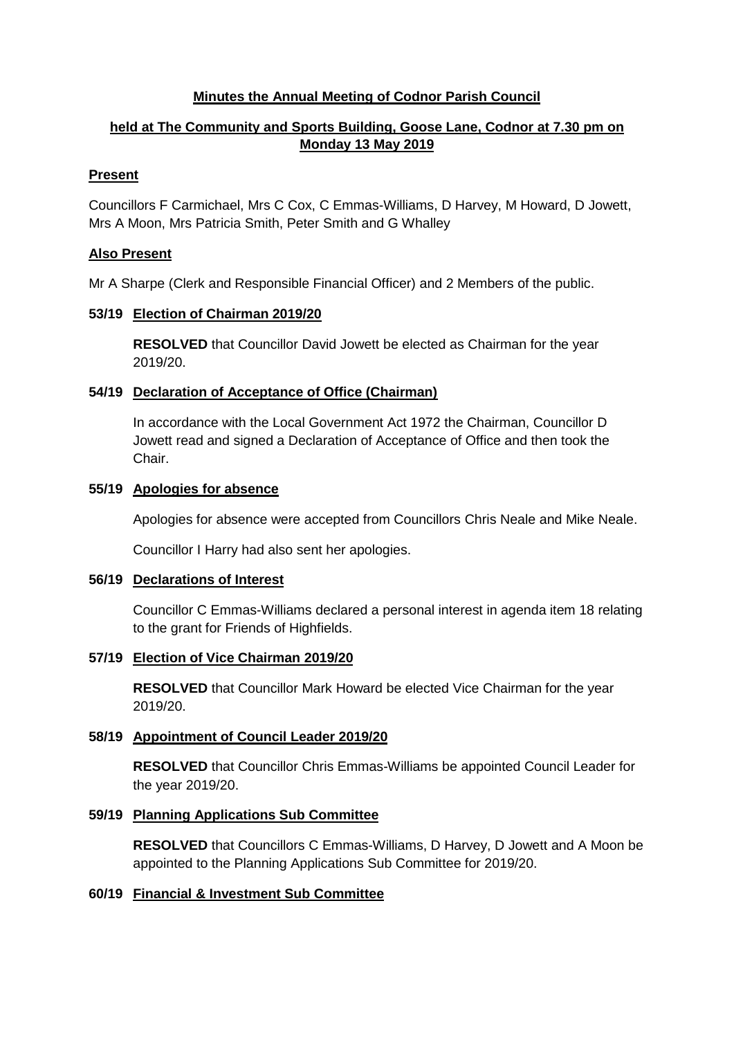**Minutes the Annual Meeting of Codnor Parish Council**

**held at The Community and Sports Building, Goose Lane, Codnor at 7.30 pm on Monday 13 May 2019**

**Present**

Councillors F Carmichael, Mrs C Cox, C Emmas-Williams, D Harvey, M Howard, D Jowett, Mrs A Moon, Mrs Patricia Smith, Peter Smith and G Whalley

**Also Present**

Mr A Sharpe (Clerk and Responsible Financial Officer) and 2 Members of the public.

**53/19 Election of Chairman 2019/20**

**RESOLVED** that Councillor David Jowett be elected as Chairman for the year 2019/20.

**54/19 Declaration of Acceptance of Office (Chairman)**

In accordance with the Local Government Act 1972 the Chairman, Councillor D Jowett read and signed a Declaration of Acceptance of Office and then took the Chair.

**55/19 Apologies for absence**

Apologies for absence were accepted from Councillors Chris Neale and Mike Neale.

Councillor I Harry had also sent her apologies.

**56/19 Declarations of Interest**

Councillor C Emmas-Williams declared a personal interest in agenda item 18 relating to the grant for Friends of Highfields.

**57/19 Election of Vice Chairman 2019/20**

**RESOLVED** that Councillor Mark Howard be elected Vice Chairman for the year 2019/20.

**58/19 Appointment of Council Leader 2019/20**

**RESOLVED** that Councillor Chris Emmas-Williams be appointed Council Leader for the year 2019/20.

**59/19 Planning Applications Sub Committee**

**RESOLVED** that Councillors C Emmas-Williams, D Harvey, D Jowett and A Moon be appointed to the Planning Applications Sub Committee for 2019/20.

**60/19 Financial & Investment Sub Committee**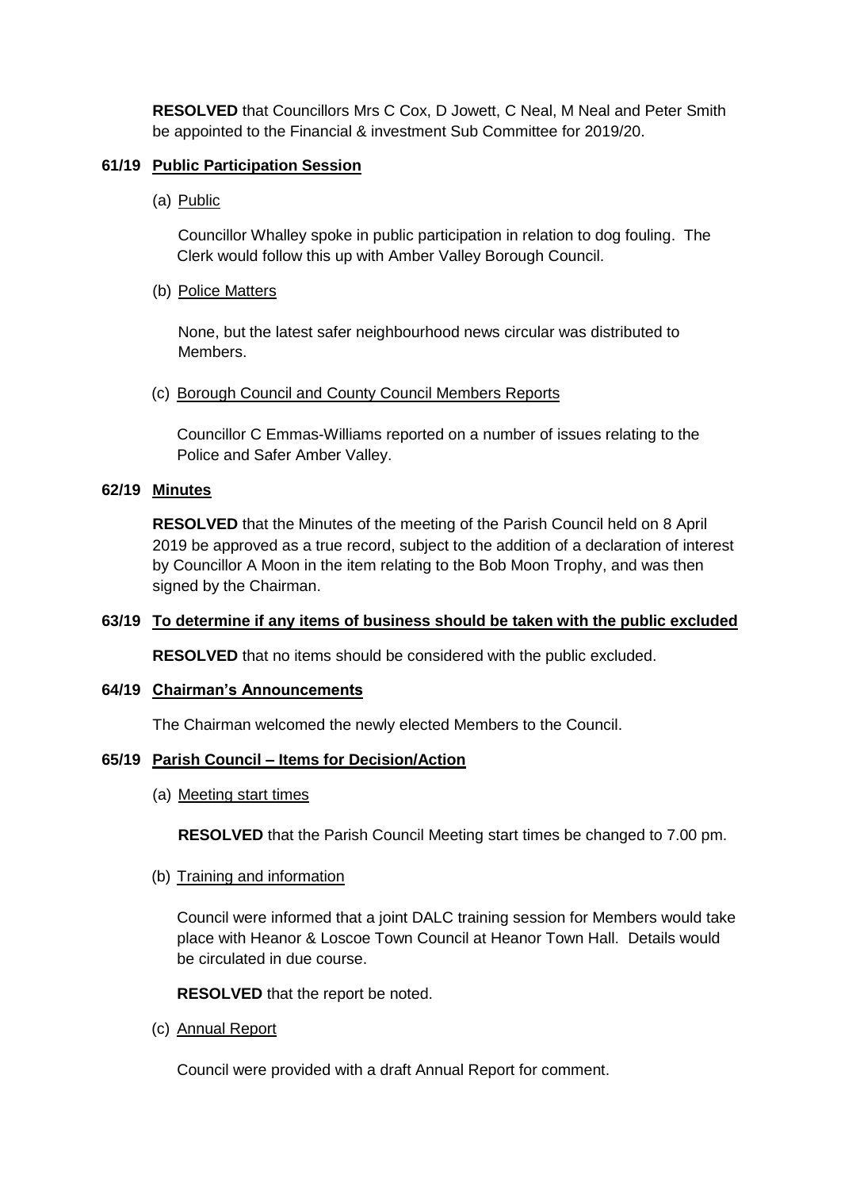**RESOLVED** that Councillors Mrs C Cox, D Jowett, C Neal, M Neal and Peter Smith be appointed to the Financial & investment Sub Committee for 2019/20.

**61/19 Public Participation Session**

(a) Public

Councillor Whalley spoke in public participation in relation to dog fouling. The Clerk would follow this up with Amber Valley Borough Council.

(b) Police Matters

None, but the latest safer neighbourhood news circular was distributed to Members.

(c) Borough Council and County Council Members Reports

Councillor C Emmas-Williams reported on a number of issues relating to the Police and Safer Amber Valley.

**62/19 Minutes**

**RESOLVED** that the Minutes of the meeting of the Parish Council held on 8 April 2019 be approved as a true record, subject to the addition of a declaration of interest by Councillor A Moon in the item relating to the Bob Moon Trophy, and was then signed by the Chairman.

**63/19 To determine if any items of business should be taken with the public excluded**

**RESOLVED** that no items should be considered with the public excluded.

**64/19 Chairman's Announcements**

The Chairman welcomed the newly elected Members to the Council.

**65/19 Parish Council – Items for Decision/Action**

(a) Meeting start times

**RESOLVED** that the Parish Council Meeting start times be changed to 7.00 pm.

(b) Training and information

Council were informed that a joint DALC training session for Members would take place with Heanor & Loscoe Town Council at Heanor Town Hall. Details would be circulated in due course.

**RESOLVED** that the report be noted.

(c) Annual Report

Council were provided with a draft Annual Report for comment.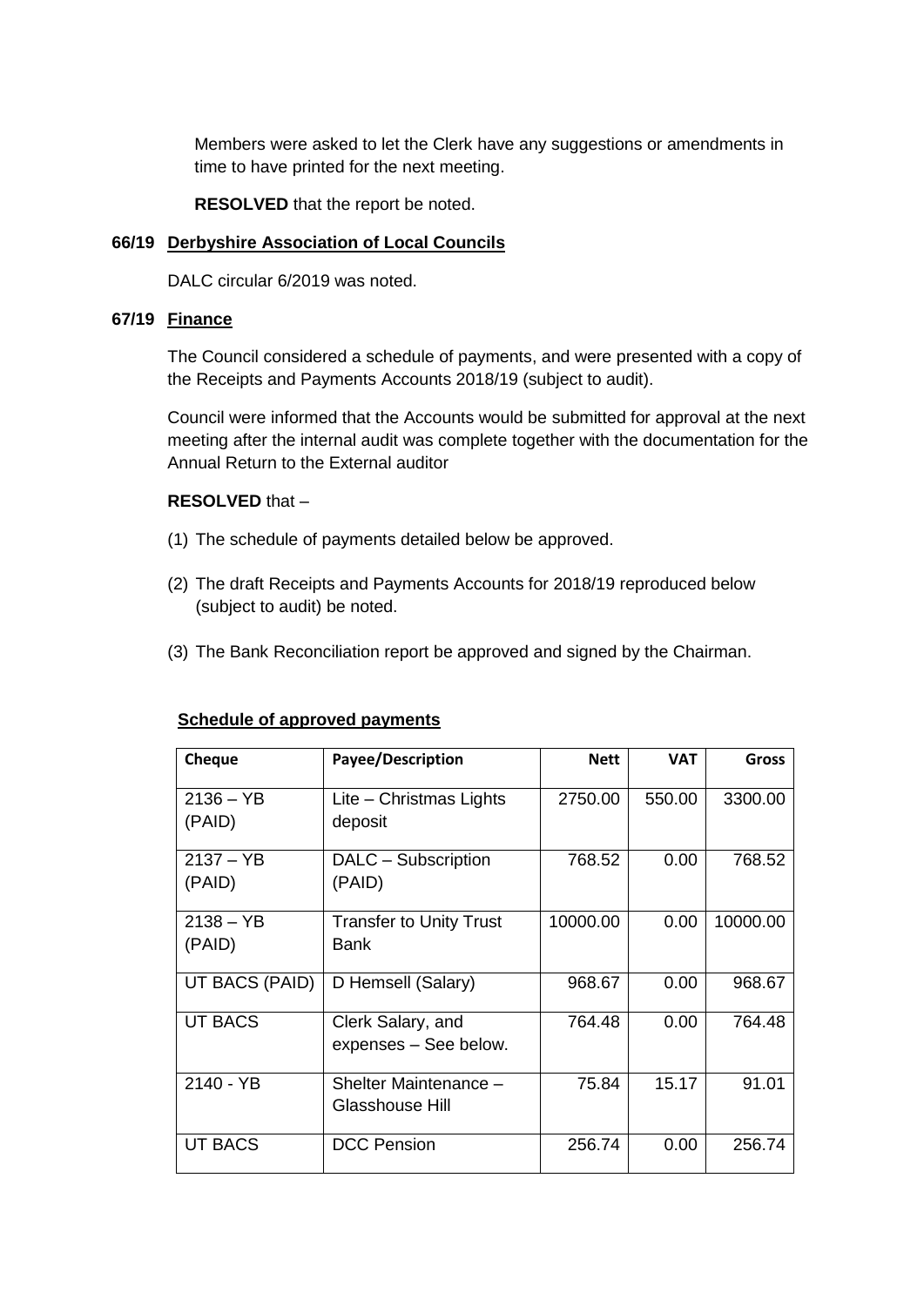Members were asked to let the Clerk have any suggestions or amendments in time to have printed for the next meeting.

**RESOLVED** that the report be noted.

### 66/19 Derbyshire Association of Local Councils

DALC circular 6/2019 was noted.

### 67/19 Finance

The Council considered a schedule of payments, and were presented with a copy of the Receipts and Payments Accounts 2018/19 (subject to audit).

Council were informed that the Accounts would be submitted for approval at the next meeting after the internal audit was complete together with the documentation for the Annual Return to the External auditor

**RESOLVED** that –

(1) The schedule of payments detailed below be approved.

(2) The draft Receipts and Payments Accounts for 2018/19 reproduced below (subject to audit) be noted.

(3) The Bank Reconciliation report be approved and signed by the Chairman.

**Schedule of approved payments**

| Cheque | Payee/Description | Nett | VAT | Gross |
|---|---|---|---|---|
| 2136 – YB (PAID) | Lite – Christmas Lights deposit | 2750.00 | 550.00 | 3300.00 |
| 2137 – YB (PAID) | DALC – Subscription (PAID) | 768.52 | 0.00 | 768.52 |
| 2138 – YB (PAID) | Transfer to Unity Trust Bank | 10000.00 | 0.00 | 10000.00 |
| UT BACS (PAID) | D Hemsell (Salary) | 968.67 | 0.00 | 968.67 |
| UT BACS | Clerk Salary, and expenses – See below. | 764.48 | 0.00 | 764.48 |
| 2140 - YB | Shelter Maintenance – Glasshouse Hill | 75.84 | 15.17 | 91.01 |
| UT BACS | DCC Pension | 256.74 | 0.00 | 256.74 |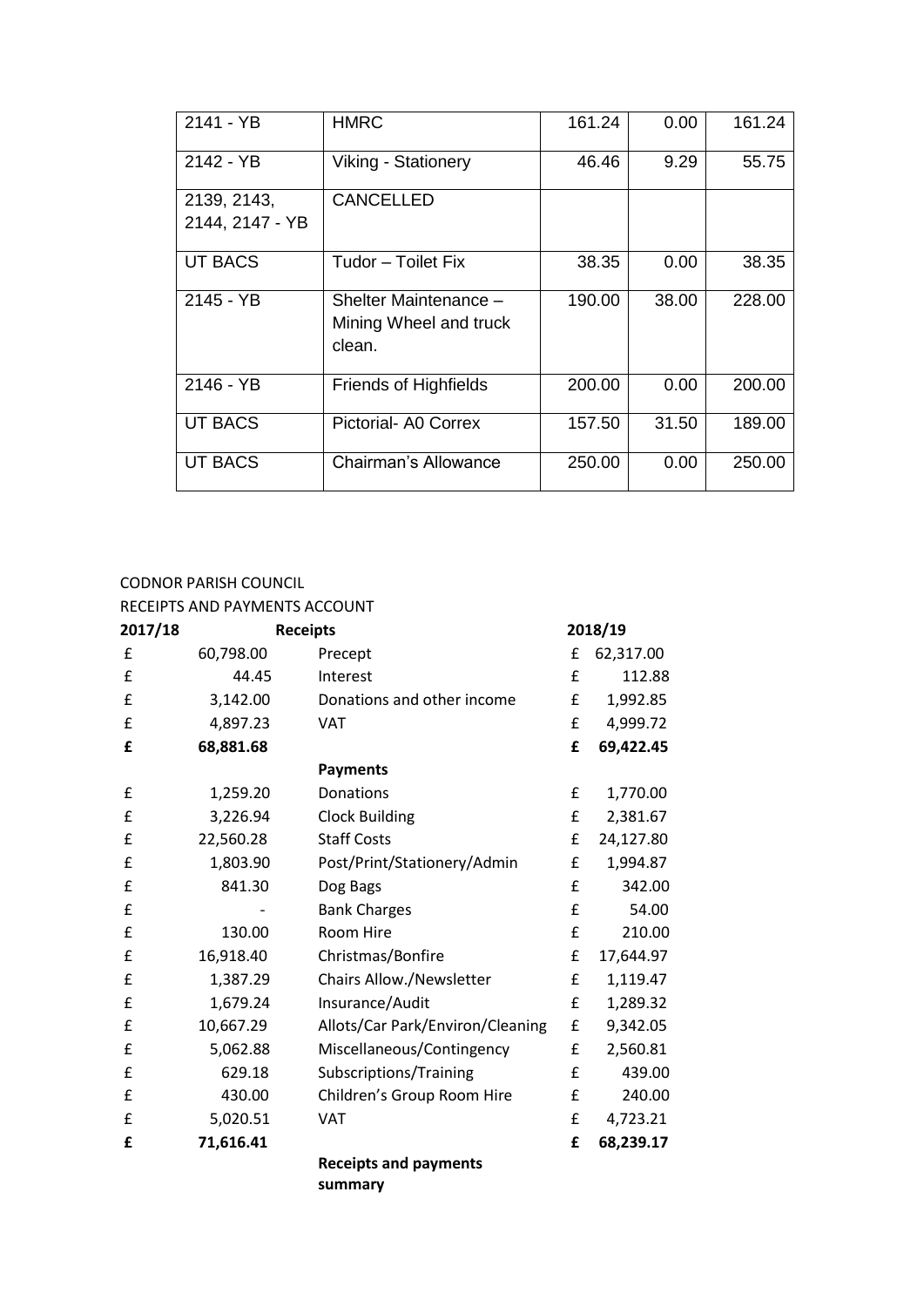| 2141 - YB | HMRC | 161.24 | 0.00 | 161.24 |
|---|---|---|---|---|
| 2142 - YB | Viking - Stationery | 46.46 | 9.29 | 55.75 |
| 2139, 2143, 2144, 2147 - YB | CANCELLED | | | |
| UT BACS | Tudor – Toilet Fix | 38.35 | 0.00 | 38.35 |
| 2145 - YB | Shelter Maintenance – Mining Wheel and truck clean. | 190.00 | 38.00 | 228.00 |
| 2146 - YB | Friends of Highfields | 200.00 | 0.00 | 200.00 |
| UT BACS | Pictorial- A0 Correx | 157.50 | 31.50 | 189.00 |
| UT BACS | Chairman's Allowance | 250.00 | 0.00 | 250.00 |

CODNOR PARISH COUNCIL

RECEIPTS AND PAYMENTS ACCOUNT

| **2017/18** | | **Receipts** | **2018/19** | |
|---|---|---|---|---|
| £ | 60,798.00 | Precept | £ | 62,317.00 |
| £ | 44.45 | Interest | £ | 112.88 |
| £ | 3,142.00 | Donations and other income | £ | 1,992.85 |
| £ | 4,897.23 | VAT | £ | 4,999.72 |
| **£** | **68,881.68** | | **£** | **69,422.45** |
| | | **Payments** | | |
| £ | 1,259.20 | Donations | £ | 1,770.00 |
| £ | 3,226.94 | Clock Building | £ | 2,381.67 |
| £ | 22,560.28 | Staff Costs | £ | 24,127.80 |
| £ | 1,803.90 | Post/Print/Stationery/Admin | £ | 1,994.87 |
| £ | 841.30 | Dog Bags | £ | 342.00 |
| £ | - | Bank Charges | £ | 54.00 |
| £ | 130.00 | Room Hire | £ | 210.00 |
| £ | 16,918.40 | Christmas/Bonfire | £ | 17,644.97 |
| £ | 1,387.29 | Chairs Allow./Newsletter | £ | 1,119.47 |
| £ | 1,679.24 | Insurance/Audit | £ | 1,289.32 |
| £ | 10,667.29 | Allots/Car Park/Environ/Cleaning | £ | 9,342.05 |
| £ | 5,062.88 | Miscellaneous/Contingency | £ | 2,560.81 |
| £ | 629.18 | Subscriptions/Training | £ | 439.00 |
| £ | 430.00 | Children's Group Room Hire | £ | 240.00 |
| £ | 5,020.51 | VAT | £ | 4,723.21 |
| **£** | **71,616.41** | | **£** | **68,239.17** |
| | | **Receipts and payments summary** | | |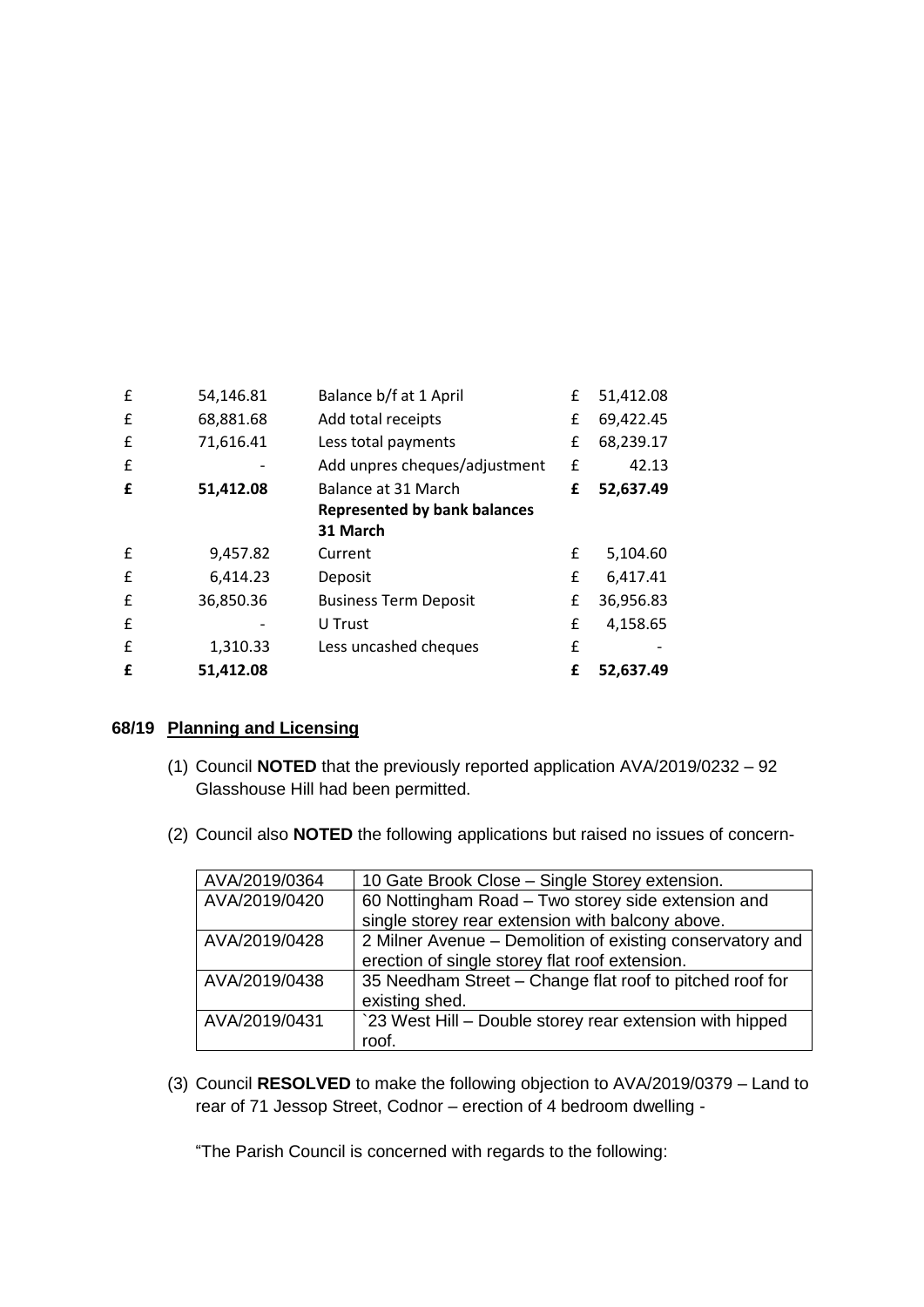| £ | 54,146.81 | Balance b/f at 1 April | £ | 51,412.08 |
|---|---|---|---|---|
| £ | 68,881.68 | Add total receipts | £ | 69,422.45 |
| £ | 71,616.41 | Less total payments | £ | 68,239.17 |
| £ | - | Add unpres cheques/adjustment | £ | 42.13 |
| **£** | **51,412.08** | Balance at 31 March | **£** | **52,637.49** |
| | | **Represented by bank balances 31 March** | | |
| £ | 9,457.82 | Current | £ | 5,104.60 |
| £ | 6,414.23 | Deposit | £ | 6,417.41 |
| £ | 36,850.36 | Business Term Deposit | £ | 36,956.83 |
| £ | - | U Trust | £ | 4,158.65 |
| £ | 1,310.33 | Less uncashed cheques | £ | - |
| **£** | **51,412.08** | | **£** | **52,637.49** |

## 68/19 Planning and Licensing

(1) Council **NOTED** that the previously reported application AVA/2019/0232 – 92 Glasshouse Hill had been permitted.

(2) Council also **NOTED** the following applications but raised no issues of concern-

| AVA/2019/0364 | 10 Gate Brook Close – Single Storey extension. |
|---|---|
| AVA/2019/0420 | 60 Nottingham Road – Two storey side extension and single storey rear extension with balcony above. |
| AVA/2019/0428 | 2 Milner Avenue – Demolition of existing conservatory and erection of single storey flat roof extension. |
| AVA/2019/0438 | 35 Needham Street – Change flat roof to pitched roof for existing shed. |
| AVA/2019/0431 | `23 West Hill – Double storey rear extension with hipped roof. |

(3) Council **RESOLVED** to make the following objection to AVA/2019/0379 – Land to rear of 71 Jessop Street, Codnor – erection of 4 bedroom dwelling -

"The Parish Council is concerned with regards to the following: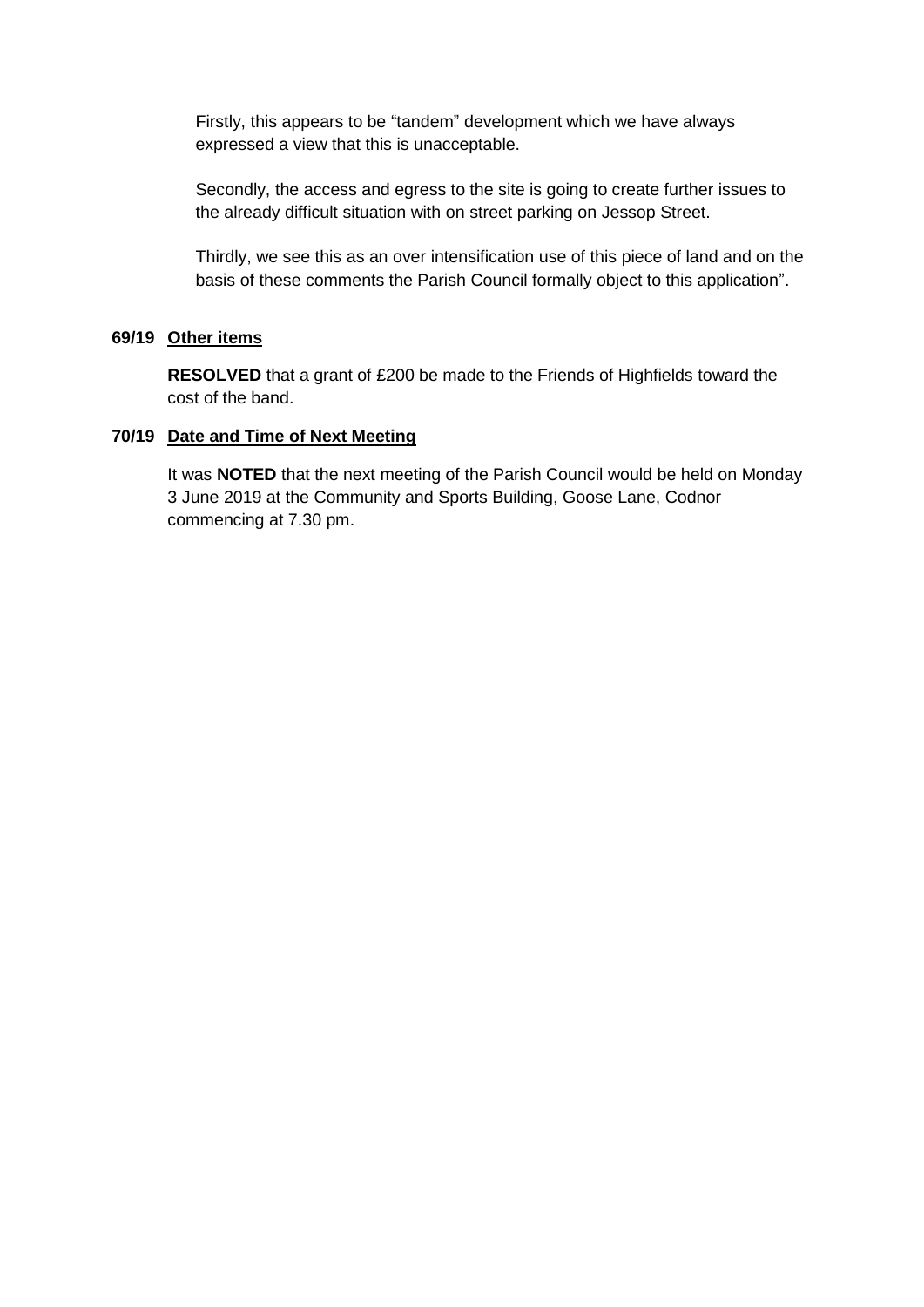Firstly, this appears to be "tandem" development which we have always expressed a view that this is unacceptable.

Secondly, the access and egress to the site is going to create further issues to the already difficult situation with on street parking on Jessop Street.

Thirdly, we see this as an over intensification use of this piece of land and on the basis of these comments the Parish Council formally object to this application".

**69/19 Other items**

**RESOLVED** that a grant of £200 be made to the Friends of Highfields toward the cost of the band.

**70/19 Date and Time of Next Meeting**

It was **NOTED** that the next meeting of the Parish Council would be held on Monday 3 June 2019 at the Community and Sports Building, Goose Lane, Codnor commencing at 7.30 pm.